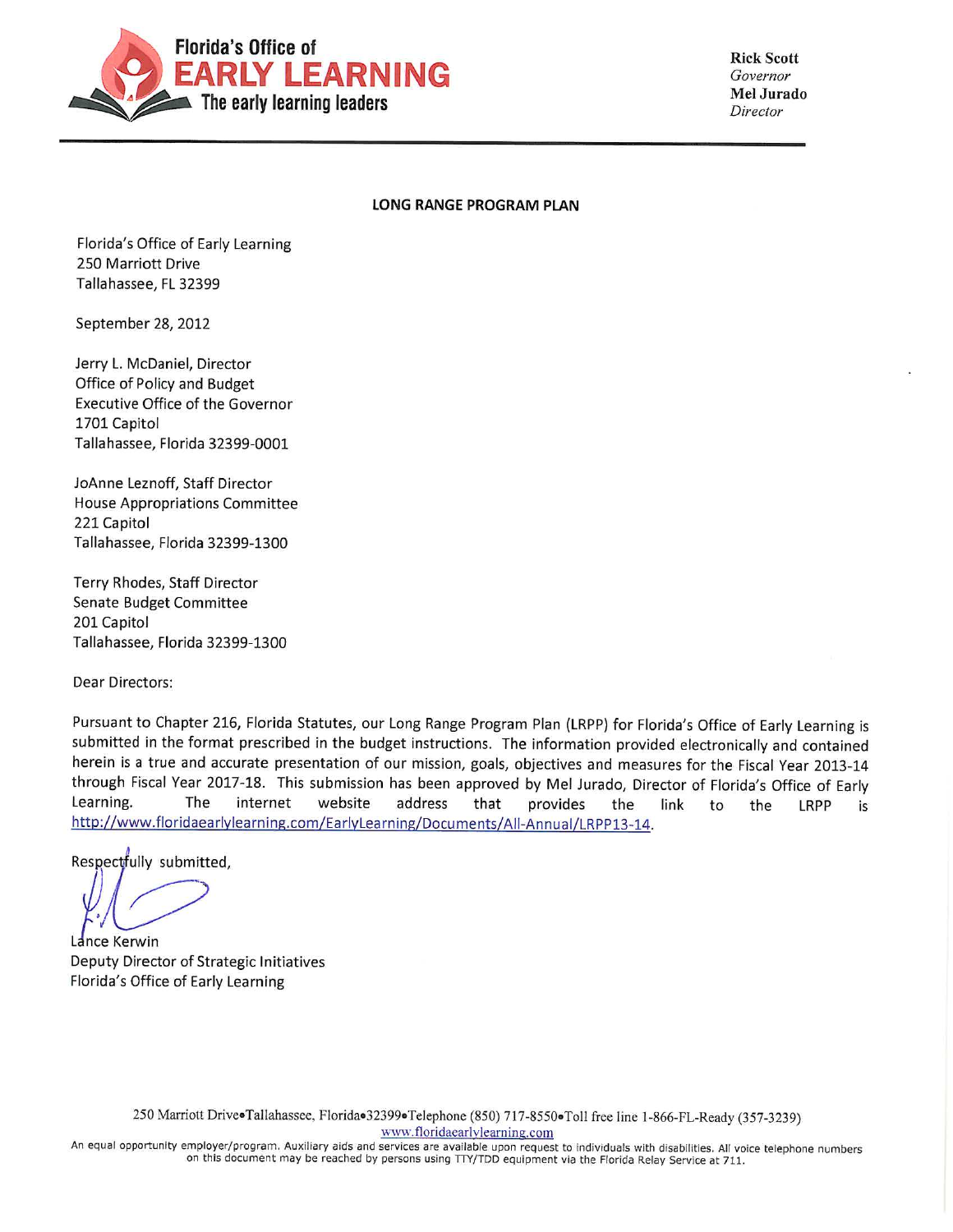**Florida's Office of**
**EARLY LEARNING**
**The early learning leaders**

**Rick Scott**
*Governor*
**Mel Jurado**
*Director*

**LONG RANGE PROGRAM PLAN**

Florida's Office of Early Learning
250 Marriott Drive
Tallahassee, FL 32399

September 28, 2012

Jerry L. McDaniel, Director
Office of Policy and Budget
Executive Office of the Governor
1701 Capitol
Tallahassee, Florida 32399-0001

JoAnne Leznoff, Staff Director
House Appropriations Committee
221 Capitol
Tallahassee, Florida 32399-1300

Terry Rhodes, Staff Director
Senate Budget Committee
201 Capitol
Tallahassee, Florida 32399-1300

Dear Directors:

Pursuant to Chapter 216, Florida Statutes, our Long Range Program Plan (LRPP) for Florida's Office of Early Learning is submitted in the format prescribed in the budget instructions. The information provided electronically and contained herein is a true and accurate presentation of our mission, goals, objectives and measures for the Fiscal Year 2013-14 through Fiscal Year 2017-18. This submission has been approved by Mel Jurado, Director of Florida's Office of Early Learning. The internet website address that provides the link to the LRPP is http://www.floridaearlylearning.com/EarlyLearning/Documents/All-Annual/LRPP13-14.

Respectfully submitted,

Lance Kerwin
Deputy Director of Strategic Initiatives
Florida's Office of Early Learning

250 Marriott Drive•Tallahassee, Florida•32399•Telephone (850) 717-8550•Toll free line 1-866-FL-Ready (357-3239)
www.floridaearlylearning.com

An equal opportunity employer/program. Auxiliary aids and services are available upon request to individuals with disabilities. All voice telephone numbers on this document may be reached by persons using TTY/TDD equipment via the Florida Relay Service at 711.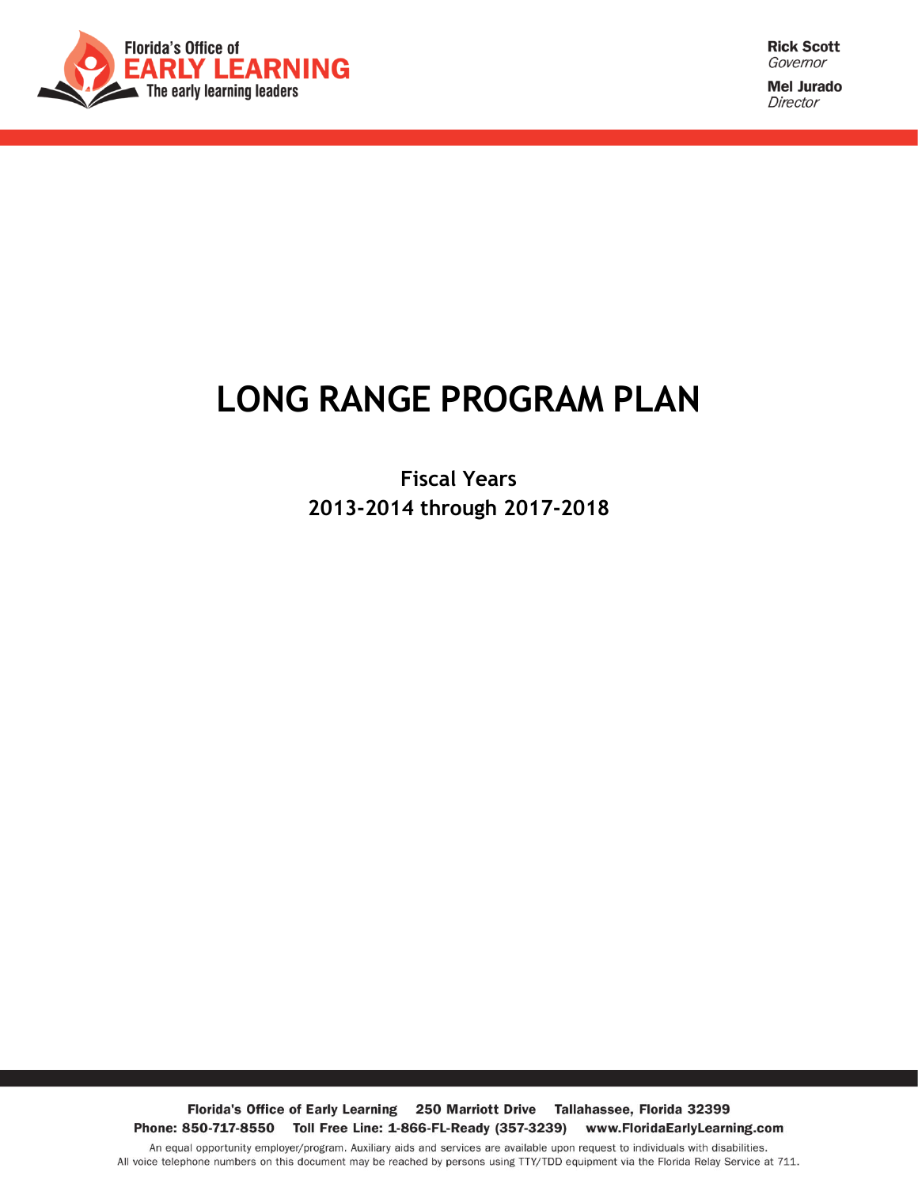Florida's Office of
EARLY LEARNING
The early learning leaders

**Rick Scott**
*Governor*

**Mel Jurado**
*Director*

# LONG RANGE PROGRAM PLAN

**Fiscal Years**
**2013-2014 through 2017-2018**

**Florida's Office of Early Learning 250 Marriott Drive Tallahassee, Florida 32399**
**Phone: 850-717-8550 Toll Free Line: 1-866-FL-Ready (357-3239) www.FloridaEarlyLearning.com**

An equal opportunity employer/program. Auxiliary aids and services are available upon request to individuals with disabilities.
All voice telephone numbers on this document may be reached by persons using TTY/TDD equipment via the Florida Relay Service at 711.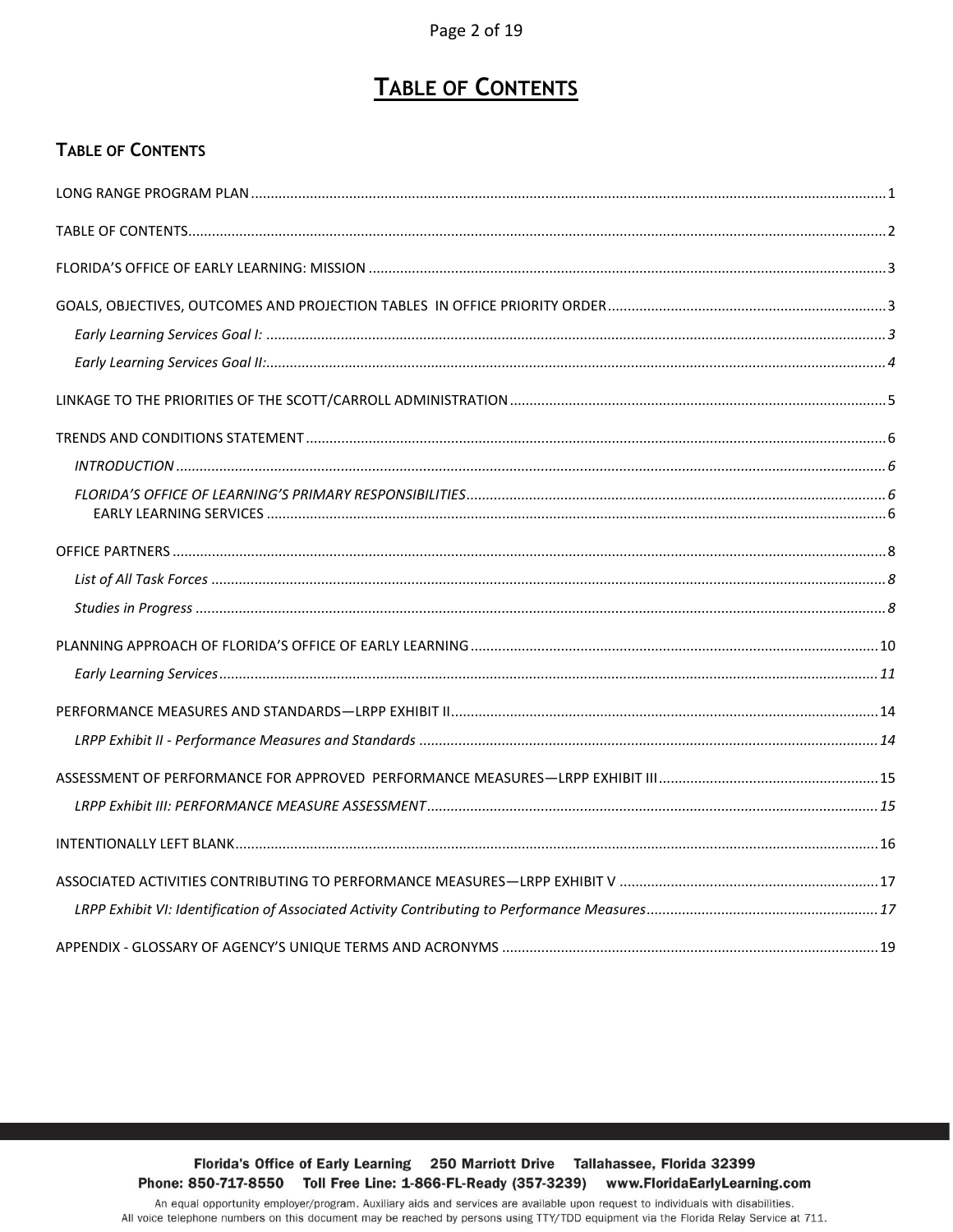# TABLE OF CONTENTS

## TABLE OF CONTENTS

LONG RANGE PROGRAM PLAN ....... 1

TABLE OF CONTENTS ....... 2

FLORIDA'S OFFICE OF EARLY LEARNING: MISSION ....... 3

GOALS, OBJECTIVES, OUTCOMES AND PROJECTION TABLES IN OFFICE PRIORITY ORDER ....... 3

- *Early Learning Services Goal I:* ....... *3*
- *Early Learning Services Goal II:* ....... *4*

LINKAGE TO THE PRIORITIES OF THE SCOTT/CARROLL ADMINISTRATION ....... 5

TRENDS AND CONDITIONS STATEMENT ....... 6

- *INTRODUCTION* ....... *6*
- *FLORIDA'S OFFICE OF LEARNING'S PRIMARY RESPONSIBILITIES* ....... *6*
  - EARLY LEARNING SERVICES ....... 6

OFFICE PARTNERS ....... 8

- *List of All Task Forces* ....... *8*
- *Studies in Progress* ....... *8*

PLANNING APPROACH OF FLORIDA'S OFFICE OF EARLY LEARNING ....... 10

- *Early Learning Services* ....... *11*

PERFORMANCE MEASURES AND STANDARDS—LRPP EXHIBIT II ....... 14

- *LRPP Exhibit II - Performance Measures and Standards* ....... *14*

ASSESSMENT OF PERFORMANCE FOR APPROVED PERFORMANCE MEASURES—LRPP EXHIBIT III ....... 15

- *LRPP Exhibit III: PERFORMANCE MEASURE ASSESSMENT* ....... *15*

INTENTIONALLY LEFT BLANK ....... 16

ASSOCIATED ACTIVITIES CONTRIBUTING TO PERFORMANCE MEASURES—LRPP EXHIBIT V ....... 17

- *LRPP Exhibit VI: Identification of Associated Activity Contributing to Performance Measures* ....... *17*

APPENDIX - GLOSSARY OF AGENCY'S UNIQUE TERMS AND ACRONYMS ....... 19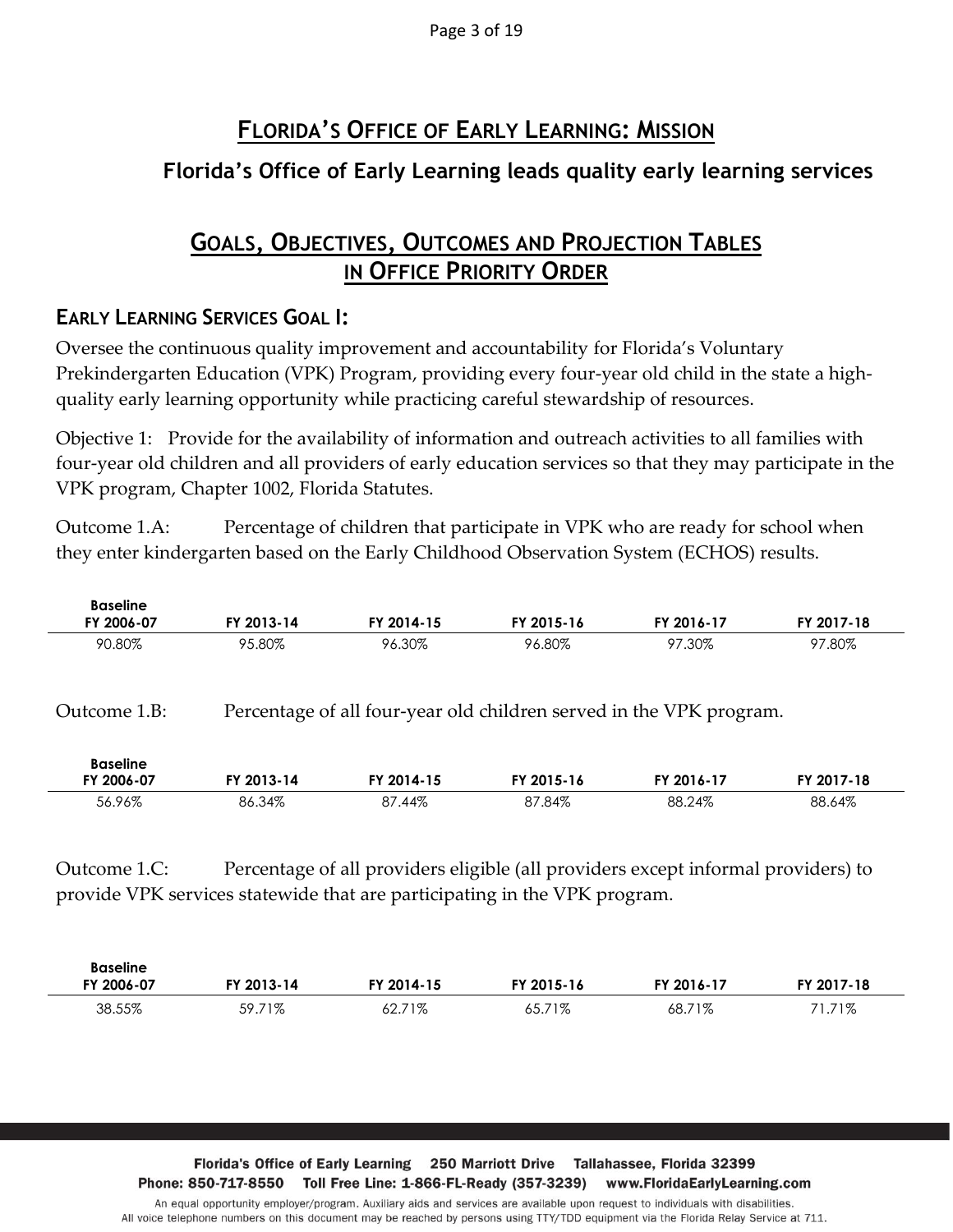## Florida's Office of Early Learning: Mission

**Florida's Office of Early Learning leads quality early learning services**

## Goals, Objectives, Outcomes and Projection Tables in Office Priority Order

### Early Learning Services Goal I:

Oversee the continuous quality improvement and accountability for Florida's Voluntary Prekindergarten Education (VPK) Program, providing every four-year old child in the state a high-quality early learning opportunity while practicing careful stewardship of resources.

Objective 1: Provide for the availability of information and outreach activities to all families with four-year old children and all providers of early education services so that they may participate in the VPK program, Chapter 1002, Florida Statutes.

Outcome 1.A: Percentage of children that participate in VPK who are ready for school when they enter kindergarten based on the Early Childhood Observation System (ECHOS) results.

| Baseline FY 2006-07 | FY 2013-14 | FY 2014-15 | FY 2015-16 | FY 2016-17 | FY 2017-18 |
|---|---|---|---|---|---|
| 90.80% | 95.80% | 96.30% | 96.80% | 97.30% | 97.80% |

Outcome 1.B: Percentage of all four-year old children served in the VPK program.

| Baseline FY 2006-07 | FY 2013-14 | FY 2014-15 | FY 2015-16 | FY 2016-17 | FY 2017-18 |
|---|---|---|---|---|---|
| 56.96% | 86.34% | 87.44% | 87.84% | 88.24% | 88.64% |

Outcome 1.C: Percentage of all providers eligible (all providers except informal providers) to provide VPK services statewide that are participating in the VPK program.

| Baseline FY 2006-07 | FY 2013-14 | FY 2014-15 | FY 2015-16 | FY 2016-17 | FY 2017-18 |
|---|---|---|---|---|---|
| 38.55% | 59.71% | 62.71% | 65.71% | 68.71% | 71.71% |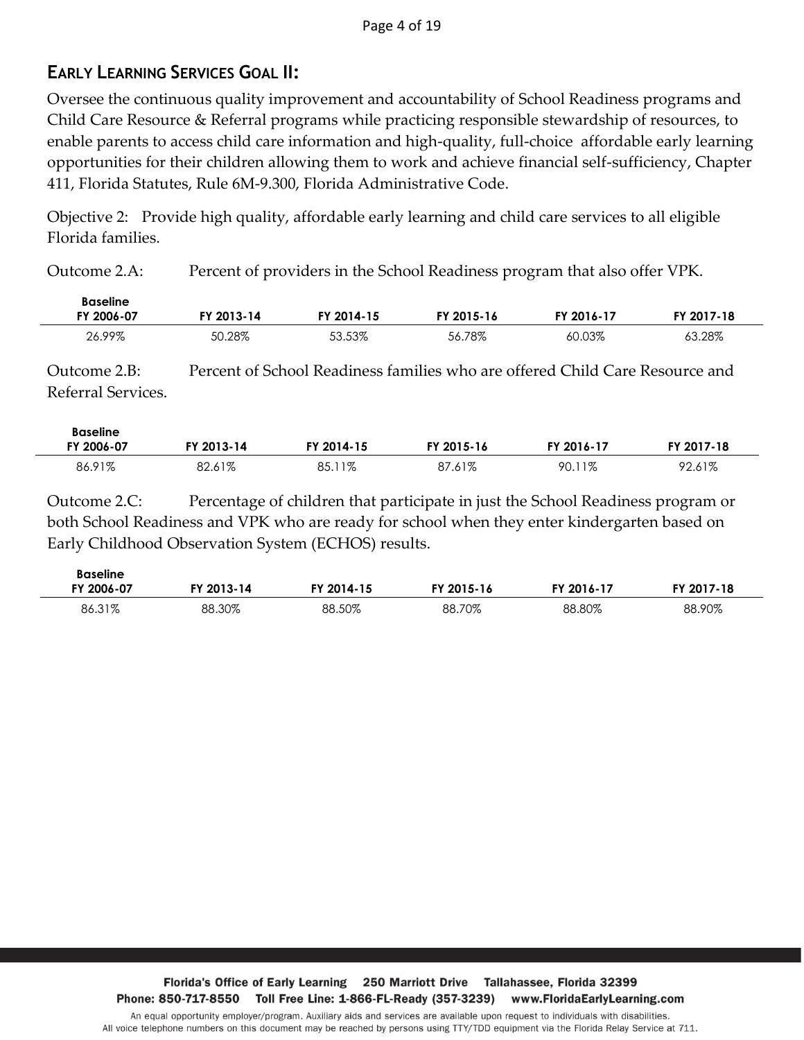## EARLY LEARNING SERVICES GOAL II:

Oversee the continuous quality improvement and accountability of School Readiness programs and Child Care Resource & Referral programs while practicing responsible stewardship of resources, to enable parents to access child care information and high-quality, full-choice affordable early learning opportunities for their children allowing them to work and achieve financial self-sufficiency, Chapter 411, Florida Statutes, Rule 6M-9.300, Florida Administrative Code.

Objective 2: Provide high quality, affordable early learning and child care services to all eligible Florida families.

Outcome 2.A: Percent of providers in the School Readiness program that also offer VPK.

| Baseline FY 2006-07 | FY 2013-14 | FY 2014-15 | FY 2015-16 | FY 2016-17 | FY 2017-18 |
|---|---|---|---|---|---|
| 26.99% | 50.28% | 53.53% | 56.78% | 60.03% | 63.28% |

Outcome 2.B: Percent of School Readiness families who are offered Child Care Resource and Referral Services.

| Baseline FY 2006-07 | FY 2013-14 | FY 2014-15 | FY 2015-16 | FY 2016-17 | FY 2017-18 |
|---|---|---|---|---|---|
| 86.91% | 82.61% | 85.11% | 87.61% | 90.11% | 92.61% |

Outcome 2.C: Percentage of children that participate in just the School Readiness program or both School Readiness and VPK who are ready for school when they enter kindergarten based on Early Childhood Observation System (ECHOS) results.

| Baseline FY 2006-07 | FY 2013-14 | FY 2014-15 | FY 2015-16 | FY 2016-17 | FY 2017-18 |
|---|---|---|---|---|---|
| 86.31% | 88.30% | 88.50% | 88.70% | 88.80% | 88.90% |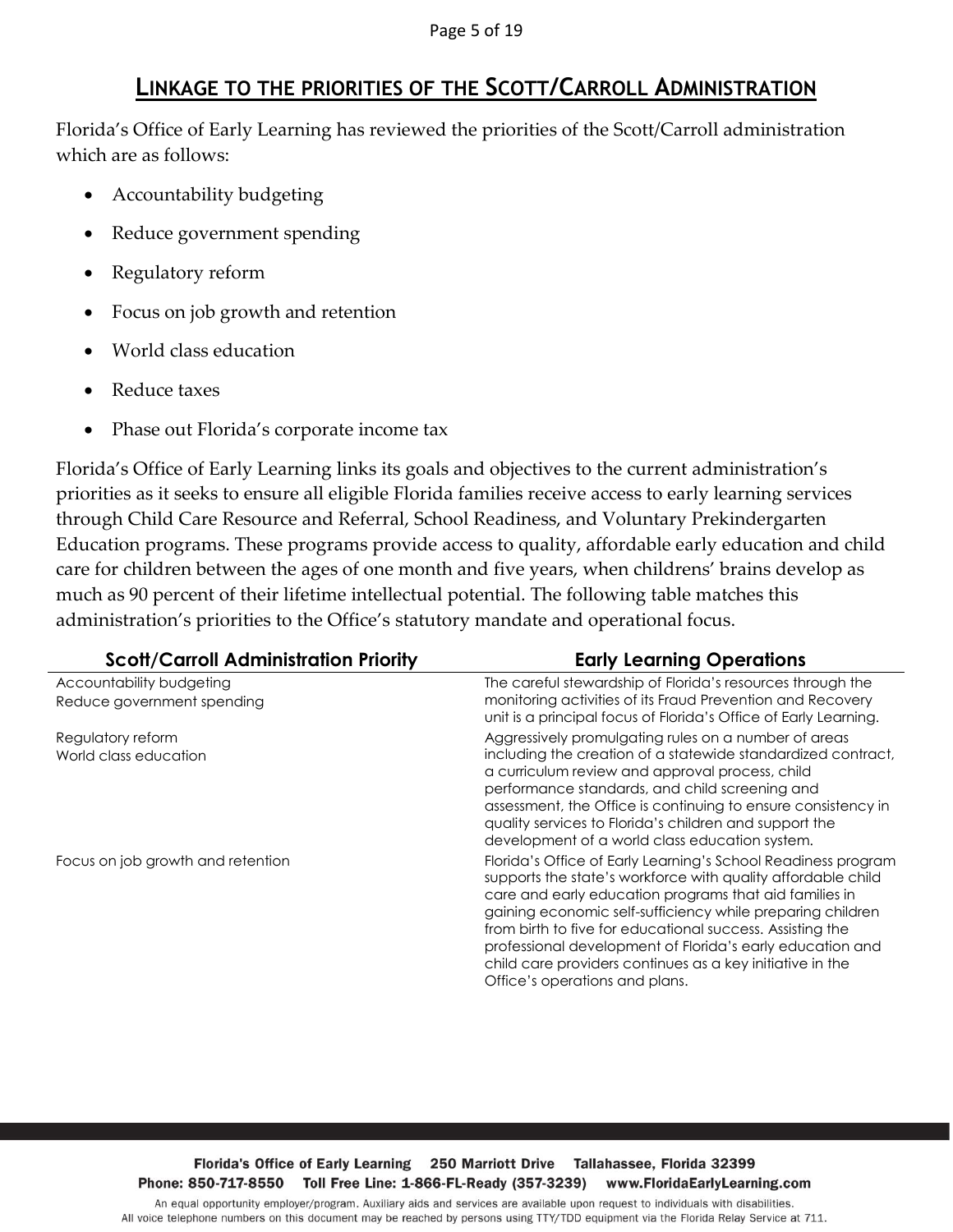## Linkage to the priorities of the Scott/Carroll Administration

Florida's Office of Early Learning has reviewed the priorities of the Scott/Carroll administration which are as follows:

- Accountability budgeting
- Reduce government spending
- Regulatory reform
- Focus on job growth and retention
- World class education
- Reduce taxes
- Phase out Florida's corporate income tax

Florida's Office of Early Learning links its goals and objectives to the current administration's priorities as it seeks to ensure all eligible Florida families receive access to early learning services through Child Care Resource and Referral, School Readiness, and Voluntary Prekindergarten Education programs. These programs provide access to quality, affordable early education and child care for children between the ages of one month and five years, when childrens' brains develop as much as 90 percent of their lifetime intellectual potential. The following table matches this administration's priorities to the Office's statutory mandate and operational focus.

| Scott/Carroll Administration Priority | Early Learning Operations |
|---|---|
| Accountability budgeting<br>Reduce government spending | The careful stewardship of Florida's resources through the monitoring activities of its Fraud Prevention and Recovery unit is a principal focus of Florida's Office of Early Learning. |
| Regulatory reform<br>World class education | Aggressively promulgating rules on a number of areas including the creation of a statewide standardized contract, a curriculum review and approval process, child performance standards, and child screening and assessment, the Office is continuing to ensure consistency in quality services to Florida's children and support the development of a world class education system. |
| Focus on job growth and retention | Florida's Office of Early Learning's School Readiness program supports the state's workforce with quality affordable child care and early education programs that aid families in gaining economic self-sufficiency while preparing children from birth to five for educational success. Assisting the professional development of Florida's early education and child care providers continues as a key initiative in the Office's operations and plans. |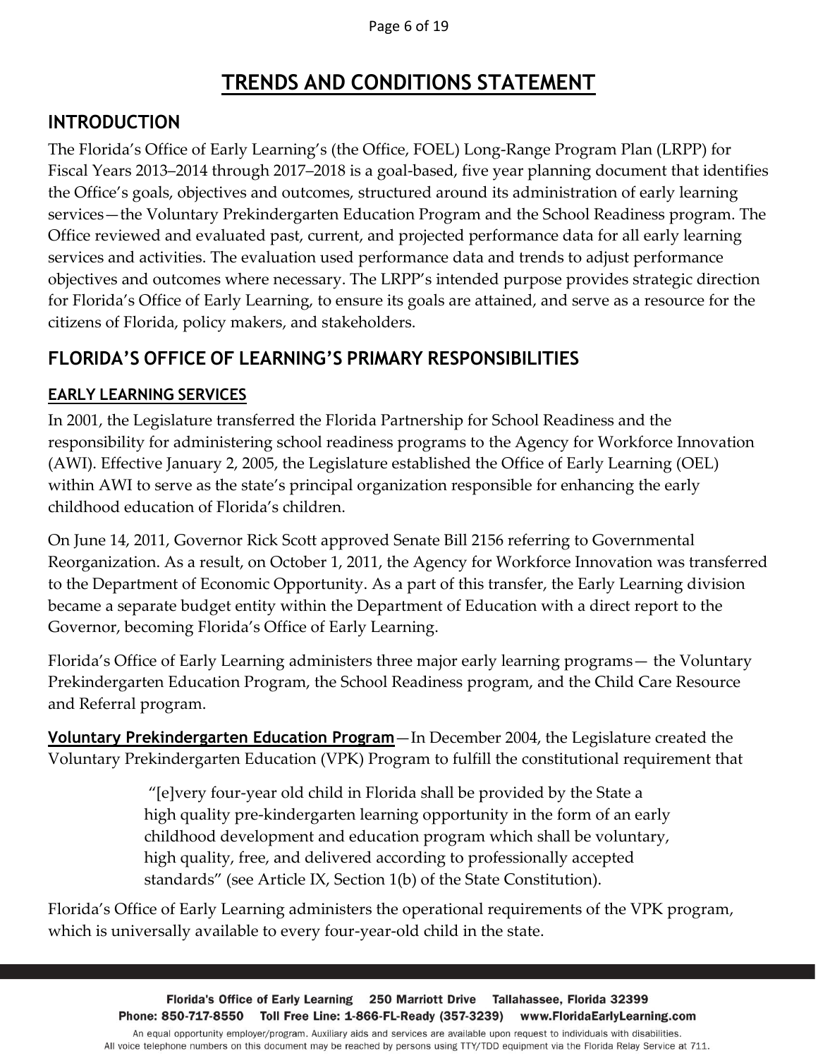# TRENDS AND CONDITIONS STATEMENT

## INTRODUCTION

The Florida's Office of Early Learning's (the Office, FOEL) Long-Range Program Plan (LRPP) for Fiscal Years 2013–2014 through 2017–2018 is a goal-based, five year planning document that identifies the Office's goals, objectives and outcomes, structured around its administration of early learning services—the Voluntary Prekindergarten Education Program and the School Readiness program. The Office reviewed and evaluated past, current, and projected performance data for all early learning services and activities. The evaluation used performance data and trends to adjust performance objectives and outcomes where necessary. The LRPP's intended purpose provides strategic direction for Florida's Office of Early Learning, to ensure its goals are attained, and serve as a resource for the citizens of Florida, policy makers, and stakeholders.

## FLORIDA'S OFFICE OF LEARNING'S PRIMARY RESPONSIBILITIES

### EARLY LEARNING SERVICES

In 2001, the Legislature transferred the Florida Partnership for School Readiness and the responsibility for administering school readiness programs to the Agency for Workforce Innovation (AWI). Effective January 2, 2005, the Legislature established the Office of Early Learning (OEL) within AWI to serve as the state's principal organization responsible for enhancing the early childhood education of Florida's children.

On June 14, 2011, Governor Rick Scott approved Senate Bill 2156 referring to Governmental Reorganization. As a result, on October 1, 2011, the Agency for Workforce Innovation was transferred to the Department of Economic Opportunity. As a part of this transfer, the Early Learning division became a separate budget entity within the Department of Education with a direct report to the Governor, becoming Florida's Office of Early Learning.

Florida's Office of Early Learning administers three major early learning programs— the Voluntary Prekindergarten Education Program, the School Readiness program, and the Child Care Resource and Referral program.

**Voluntary Prekindergarten Education Program**—In December 2004, the Legislature created the Voluntary Prekindergarten Education (VPK) Program to fulfill the constitutional requirement that

> "[e]very four-year old child in Florida shall be provided by the State a high quality pre-kindergarten learning opportunity in the form of an early childhood development and education program which shall be voluntary, high quality, free, and delivered according to professionally accepted standards" (see Article IX, Section 1(b) of the State Constitution).

Florida's Office of Early Learning administers the operational requirements of the VPK program, which is universally available to every four-year-old child in the state.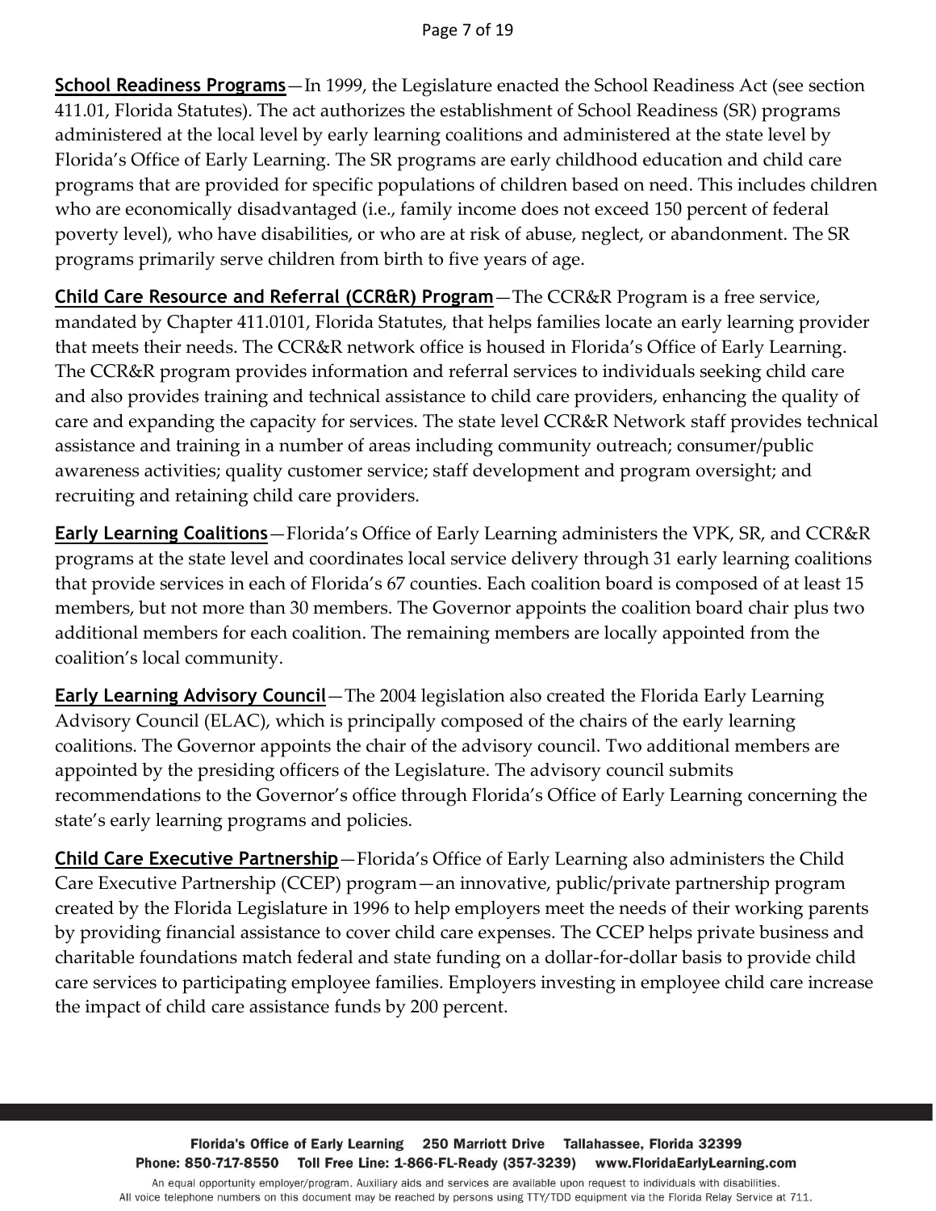**School Readiness Programs**—In 1999, the Legislature enacted the School Readiness Act (see section 411.01, Florida Statutes). The act authorizes the establishment of School Readiness (SR) programs administered at the local level by early learning coalitions and administered at the state level by Florida's Office of Early Learning. The SR programs are early childhood education and child care programs that are provided for specific populations of children based on need. This includes children who are economically disadvantaged (i.e., family income does not exceed 150 percent of federal poverty level), who have disabilities, or who are at risk of abuse, neglect, or abandonment. The SR programs primarily serve children from birth to five years of age.

**Child Care Resource and Referral (CCR&R) Program**—The CCR&R Program is a free service, mandated by Chapter 411.0101, Florida Statutes, that helps families locate an early learning provider that meets their needs. The CCR&R network office is housed in Florida's Office of Early Learning. The CCR&R program provides information and referral services to individuals seeking child care and also provides training and technical assistance to child care providers, enhancing the quality of care and expanding the capacity for services. The state level CCR&R Network staff provides technical assistance and training in a number of areas including community outreach; consumer/public awareness activities; quality customer service; staff development and program oversight; and recruiting and retaining child care providers.

**Early Learning Coalitions**—Florida's Office of Early Learning administers the VPK, SR, and CCR&R programs at the state level and coordinates local service delivery through 31 early learning coalitions that provide services in each of Florida's 67 counties. Each coalition board is composed of at least 15 members, but not more than 30 members. The Governor appoints the coalition board chair plus two additional members for each coalition. The remaining members are locally appointed from the coalition's local community.

**Early Learning Advisory Council**—The 2004 legislation also created the Florida Early Learning Advisory Council (ELAC), which is principally composed of the chairs of the early learning coalitions. The Governor appoints the chair of the advisory council. Two additional members are appointed by the presiding officers of the Legislature. The advisory council submits recommendations to the Governor's office through Florida's Office of Early Learning concerning the state's early learning programs and policies.

**Child Care Executive Partnership**—Florida's Office of Early Learning also administers the Child Care Executive Partnership (CCEP) program—an innovative, public/private partnership program created by the Florida Legislature in 1996 to help employers meet the needs of their working parents by providing financial assistance to cover child care expenses. The CCEP helps private business and charitable foundations match federal and state funding on a dollar-for-dollar basis to provide child care services to participating employee families. Employers investing in employee child care increase the impact of child care assistance funds by 200 percent.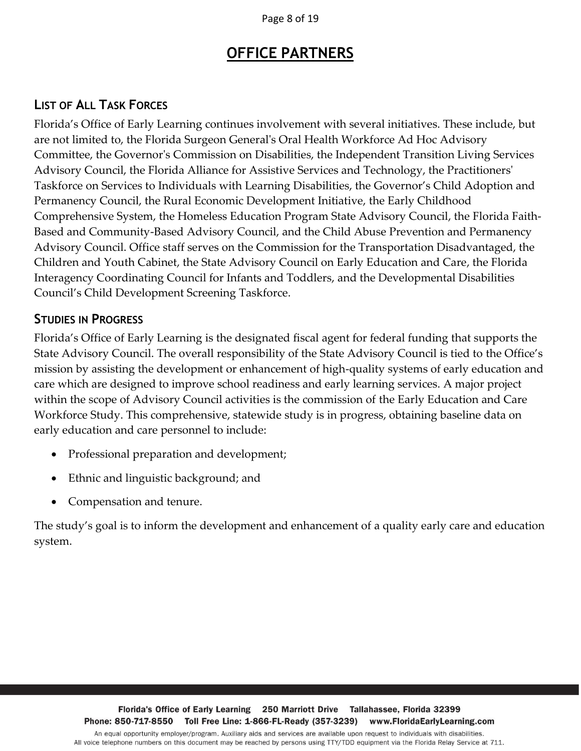# OFFICE PARTNERS

## List of All Task Forces

Florida's Office of Early Learning continues involvement with several initiatives. These include, but are not limited to, the Florida Surgeon General's Oral Health Workforce Ad Hoc Advisory Committee, the Governor's Commission on Disabilities, the Independent Transition Living Services Advisory Council, the Florida Alliance for Assistive Services and Technology, the Practitioners' Taskforce on Services to Individuals with Learning Disabilities, the Governor's Child Adoption and Permanency Council, the Rural Economic Development Initiative, the Early Childhood Comprehensive System, the Homeless Education Program State Advisory Council, the Florida Faith-Based and Community-Based Advisory Council, and the Child Abuse Prevention and Permanency Advisory Council. Office staff serves on the Commission for the Transportation Disadvantaged, the Children and Youth Cabinet, the State Advisory Council on Early Education and Care, the Florida Interagency Coordinating Council for Infants and Toddlers, and the Developmental Disabilities Council's Child Development Screening Taskforce.

## Studies in Progress

Florida's Office of Early Learning is the designated fiscal agent for federal funding that supports the State Advisory Council. The overall responsibility of the State Advisory Council is tied to the Office's mission by assisting the development or enhancement of high-quality systems of early education and care which are designed to improve school readiness and early learning services. A major project within the scope of Advisory Council activities is the commission of the Early Education and Care Workforce Study. This comprehensive, statewide study is in progress, obtaining baseline data on early education and care personnel to include:

- Professional preparation and development;
- Ethnic and linguistic background; and
- Compensation and tenure.

The study's goal is to inform the development and enhancement of a quality early care and education system.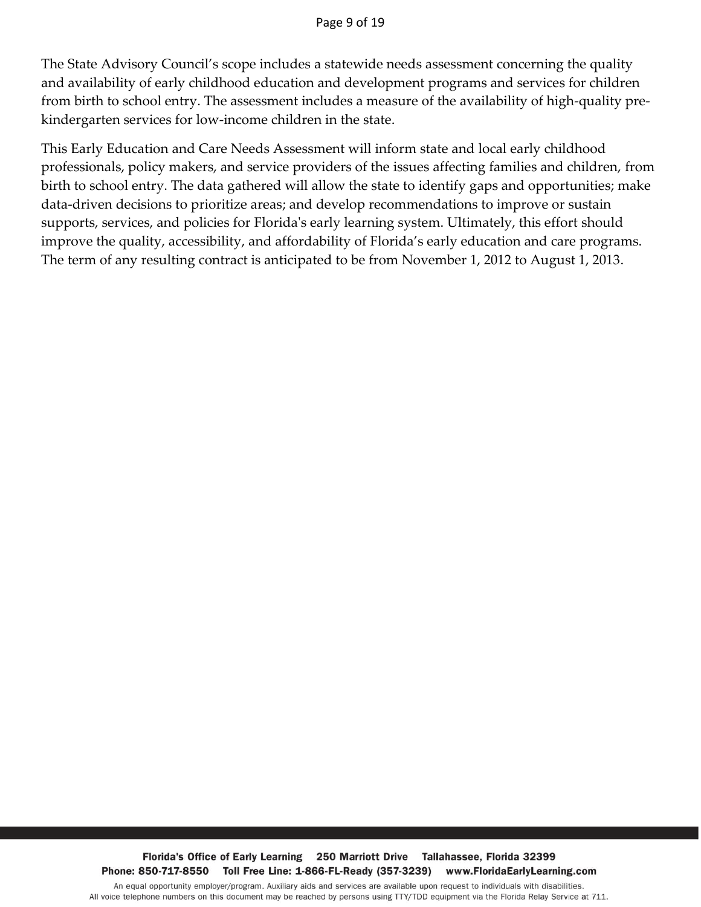The State Advisory Council's scope includes a statewide needs assessment concerning the quality and availability of early childhood education and development programs and services for children from birth to school entry. The assessment includes a measure of the availability of high-quality pre-kindergarten services for low-income children in the state.

This Early Education and Care Needs Assessment will inform state and local early childhood professionals, policy makers, and service providers of the issues affecting families and children, from birth to school entry. The data gathered will allow the state to identify gaps and opportunities; make data-driven decisions to prioritize areas; and develop recommendations to improve or sustain supports, services, and policies for Florida's early learning system. Ultimately, this effort should improve the quality, accessibility, and affordability of Florida's early education and care programs. The term of any resulting contract is anticipated to be from November 1, 2012 to August 1, 2013.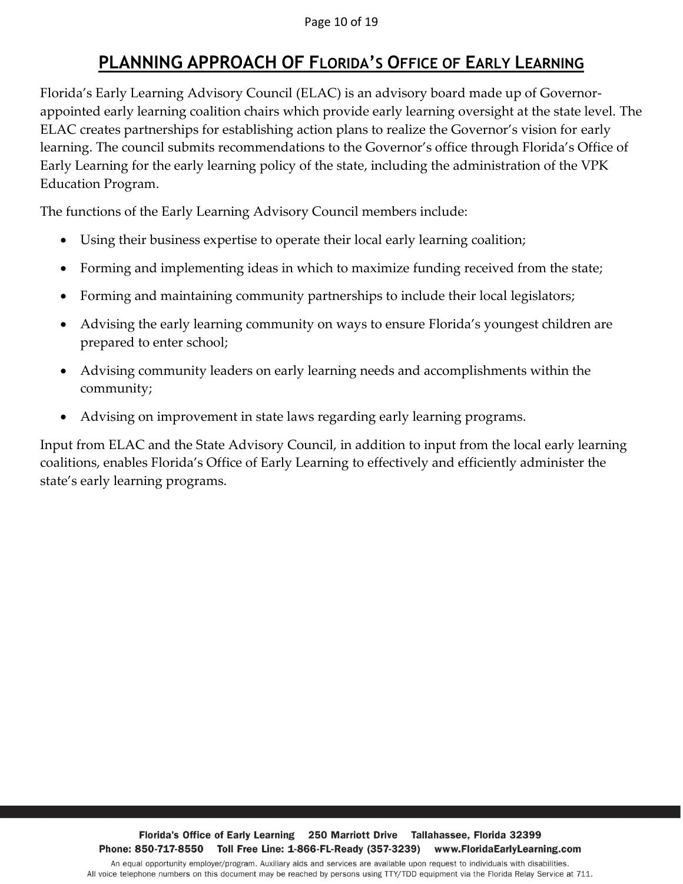## PLANNING APPROACH OF FLORIDA'S OFFICE OF EARLY LEARNING

Florida's Early Learning Advisory Council (ELAC) is an advisory board made up of Governor-appointed early learning coalition chairs which provide early learning oversight at the state level. The ELAC creates partnerships for establishing action plans to realize the Governor's vision for early learning. The council submits recommendations to the Governor's office through Florida's Office of Early Learning for the early learning policy of the state, including the administration of the VPK Education Program.

The functions of the Early Learning Advisory Council members include:

- Using their business expertise to operate their local early learning coalition;
- Forming and implementing ideas in which to maximize funding received from the state;
- Forming and maintaining community partnerships to include their local legislators;
- Advising the early learning community on ways to ensure Florida's youngest children are prepared to enter school;
- Advising community leaders on early learning needs and accomplishments within the community;
- Advising on improvement in state laws regarding early learning programs.

Input from ELAC and the State Advisory Council, in addition to input from the local early learning coalitions, enables Florida's Office of Early Learning to effectively and efficiently administer the state's early learning programs.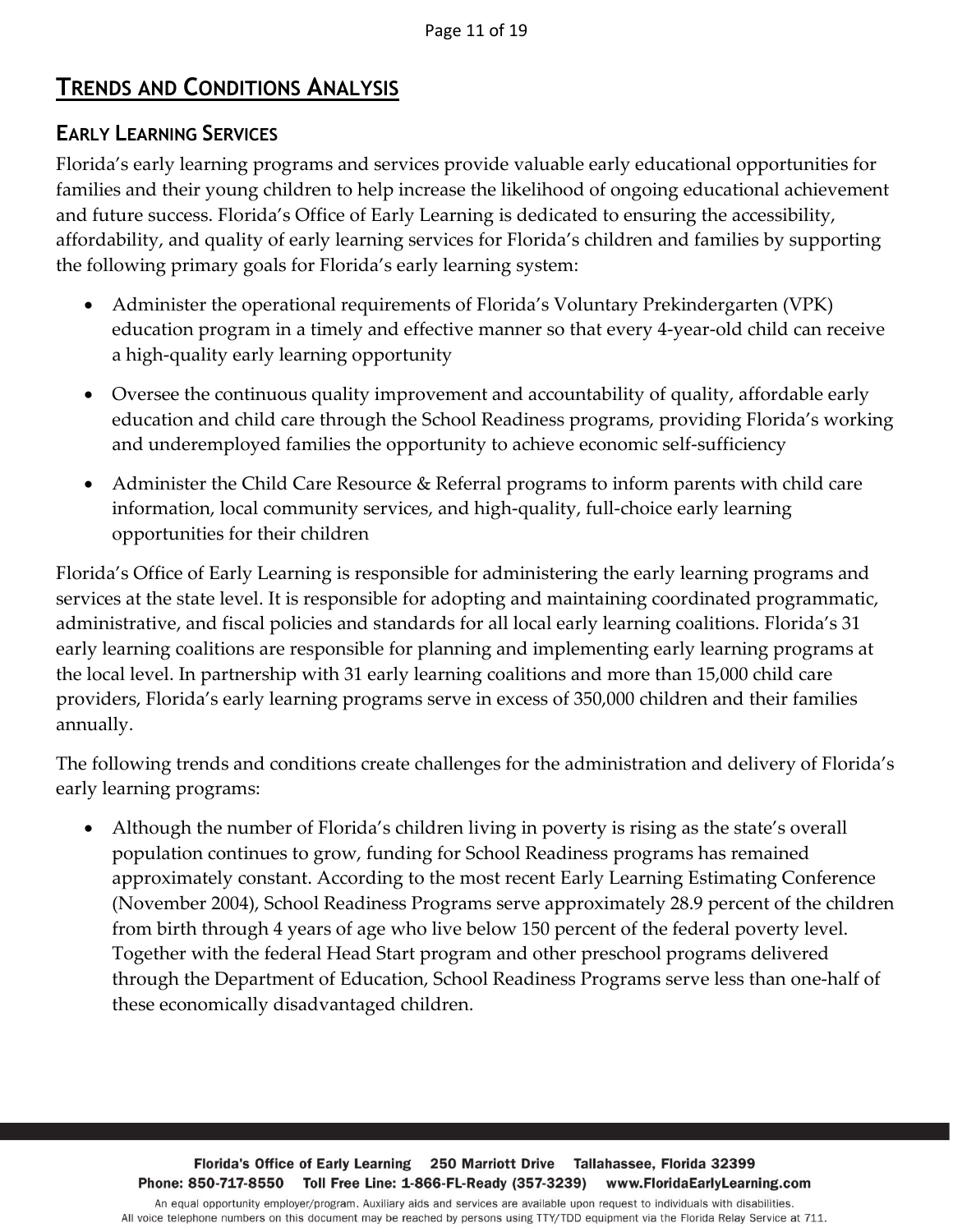## TRENDS AND CONDITIONS ANALYSIS

### EARLY LEARNING SERVICES

Florida's early learning programs and services provide valuable early educational opportunities for families and their young children to help increase the likelihood of ongoing educational achievement and future success. Florida's Office of Early Learning is dedicated to ensuring the accessibility, affordability, and quality of early learning services for Florida's children and families by supporting the following primary goals for Florida's early learning system:

- Administer the operational requirements of Florida's Voluntary Prekindergarten (VPK) education program in a timely and effective manner so that every 4-year-old child can receive a high-quality early learning opportunity
- Oversee the continuous quality improvement and accountability of quality, affordable early education and child care through the School Readiness programs, providing Florida's working and underemployed families the opportunity to achieve economic self-sufficiency
- Administer the Child Care Resource & Referral programs to inform parents with child care information, local community services, and high-quality, full-choice early learning opportunities for their children

Florida's Office of Early Learning is responsible for administering the early learning programs and services at the state level. It is responsible for adopting and maintaining coordinated programmatic, administrative, and fiscal policies and standards for all local early learning coalitions. Florida's 31 early learning coalitions are responsible for planning and implementing early learning programs at the local level. In partnership with 31 early learning coalitions and more than 15,000 child care providers, Florida's early learning programs serve in excess of 350,000 children and their families annually.

The following trends and conditions create challenges for the administration and delivery of Florida's early learning programs:

- Although the number of Florida's children living in poverty is rising as the state's overall population continues to grow, funding for School Readiness programs has remained approximately constant. According to the most recent Early Learning Estimating Conference (November 2004), School Readiness Programs serve approximately 28.9 percent of the children from birth through 4 years of age who live below 150 percent of the federal poverty level. Together with the federal Head Start program and other preschool programs delivered through the Department of Education, School Readiness Programs serve less than one-half of these economically disadvantaged children.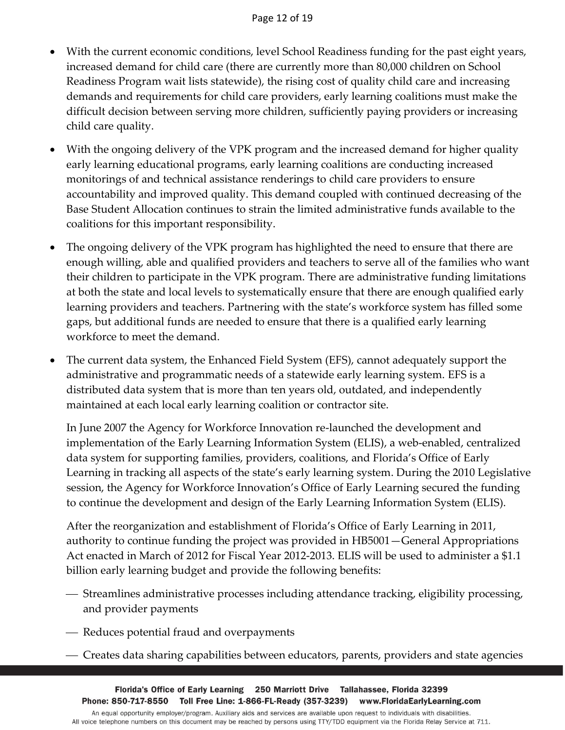- With the current economic conditions, level School Readiness funding for the past eight years, increased demand for child care (there are currently more than 80,000 children on School Readiness Program wait lists statewide), the rising cost of quality child care and increasing demands and requirements for child care providers, early learning coalitions must make the difficult decision between serving more children, sufficiently paying providers or increasing child care quality.

- With the ongoing delivery of the VPK program and the increased demand for higher quality early learning educational programs, early learning coalitions are conducting increased monitorings of and technical assistance renderings to child care providers to ensure accountability and improved quality. This demand coupled with continued decreasing of the Base Student Allocation continues to strain the limited administrative funds available to the coalitions for this important responsibility.

- The ongoing delivery of the VPK program has highlighted the need to ensure that there are enough willing, able and qualified providers and teachers to serve all of the families who want their children to participate in the VPK program. There are administrative funding limitations at both the state and local levels to systematically ensure that there are enough qualified early learning providers and teachers. Partnering with the state's workforce system has filled some gaps, but additional funds are needed to ensure that there is a qualified early learning workforce to meet the demand.

- The current data system, the Enhanced Field System (EFS), cannot adequately support the administrative and programmatic needs of a statewide early learning system. EFS is a distributed data system that is more than ten years old, outdated, and independently maintained at each local early learning coalition or contractor site.

  In June 2007 the Agency for Workforce Innovation re-launched the development and implementation of the Early Learning Information System (ELIS), a web-enabled, centralized data system for supporting families, providers, coalitions, and Florida's Office of Early Learning in tracking all aspects of the state's early learning system. During the 2010 Legislative session, the Agency for Workforce Innovation's Office of Early Learning secured the funding to continue the development and design of the Early Learning Information System (ELIS).

  After the reorganization and establishment of Florida's Office of Early Learning in 2011, authority to continue funding the project was provided in HB5001—General Appropriations Act enacted in March of 2012 for Fiscal Year 2012-2013. ELIS will be used to administer a $1.1 billion early learning budget and provide the following benefits:

  — Streamlines administrative processes including attendance tracking, eligibility processing, and provider payments

  — Reduces potential fraud and overpayments

  — Creates data sharing capabilities between educators, parents, providers and state agencies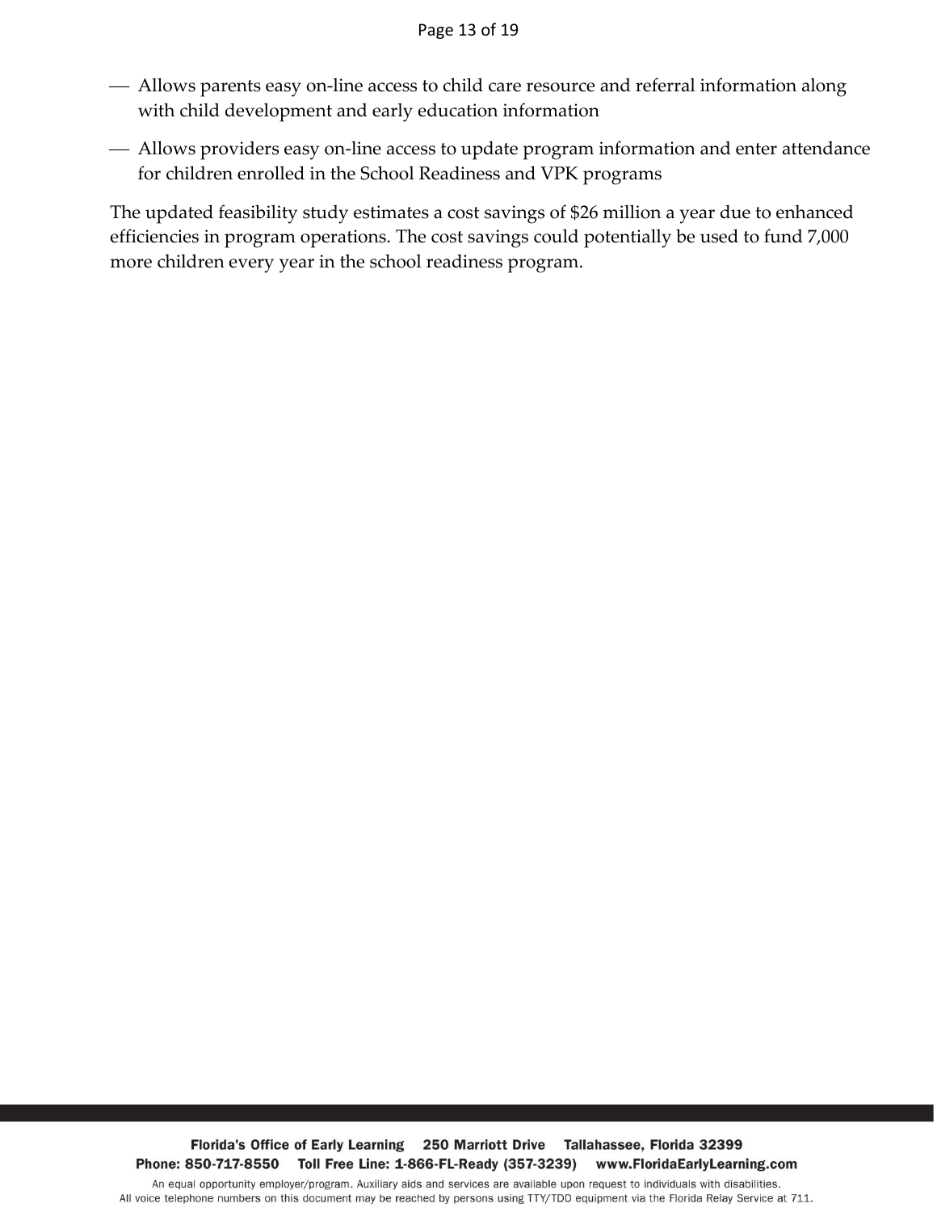- Allows parents easy on-line access to child care resource and referral information along with child development and early education information
- Allows providers easy on-line access to update program information and enter attendance for children enrolled in the School Readiness and VPK programs

The updated feasibility study estimates a cost savings of $26 million a year due to enhanced efficiencies in program operations. The cost savings could potentially be used to fund 7,000 more children every year in the school readiness program.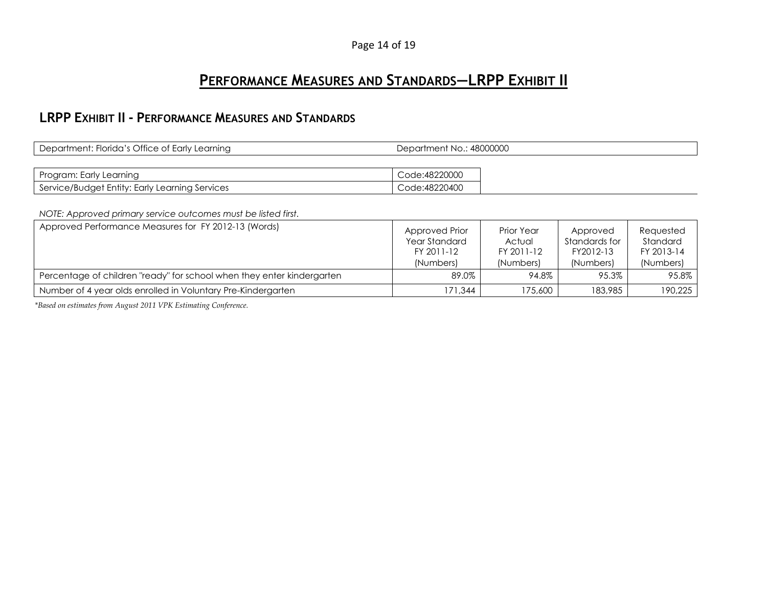# PERFORMANCE MEASURES AND STANDARDS—LRPP EXHIBIT II

## LRPP EXHIBIT II - PERFORMANCE MEASURES AND STANDARDS

| Department: Florida's Office of Early Learning | Department No.: 48000000 |
|---|---|

| Program: Early Learning | Code:48220000 |
|---|---|
| Service/Budget Entity: Early Learning Services | Code:48220400 |

*NOTE: Approved primary service outcomes must be listed first.*

| Approved Performance Measures for FY 2012-13 (Words) | Approved Prior Year Standard FY 2011-12 (Numbers) | Prior Year Actual FY 2011-12 (Numbers) | Approved Standards for FY2012-13 (Numbers) | Requested Standard FY 2013-14 (Numbers) |
|---|---|---|---|---|
| Percentage of children "ready" for school when they enter kindergarten | 89.0% | 94.8% | 95.3% | 95.8% |
| Number of 4 year olds enrolled in Voluntary Pre-Kindergarten | 171,344 | 175,600 | 183,985 | 190,225 |

*\*Based on estimates from August 2011 VPK Estimating Conference.*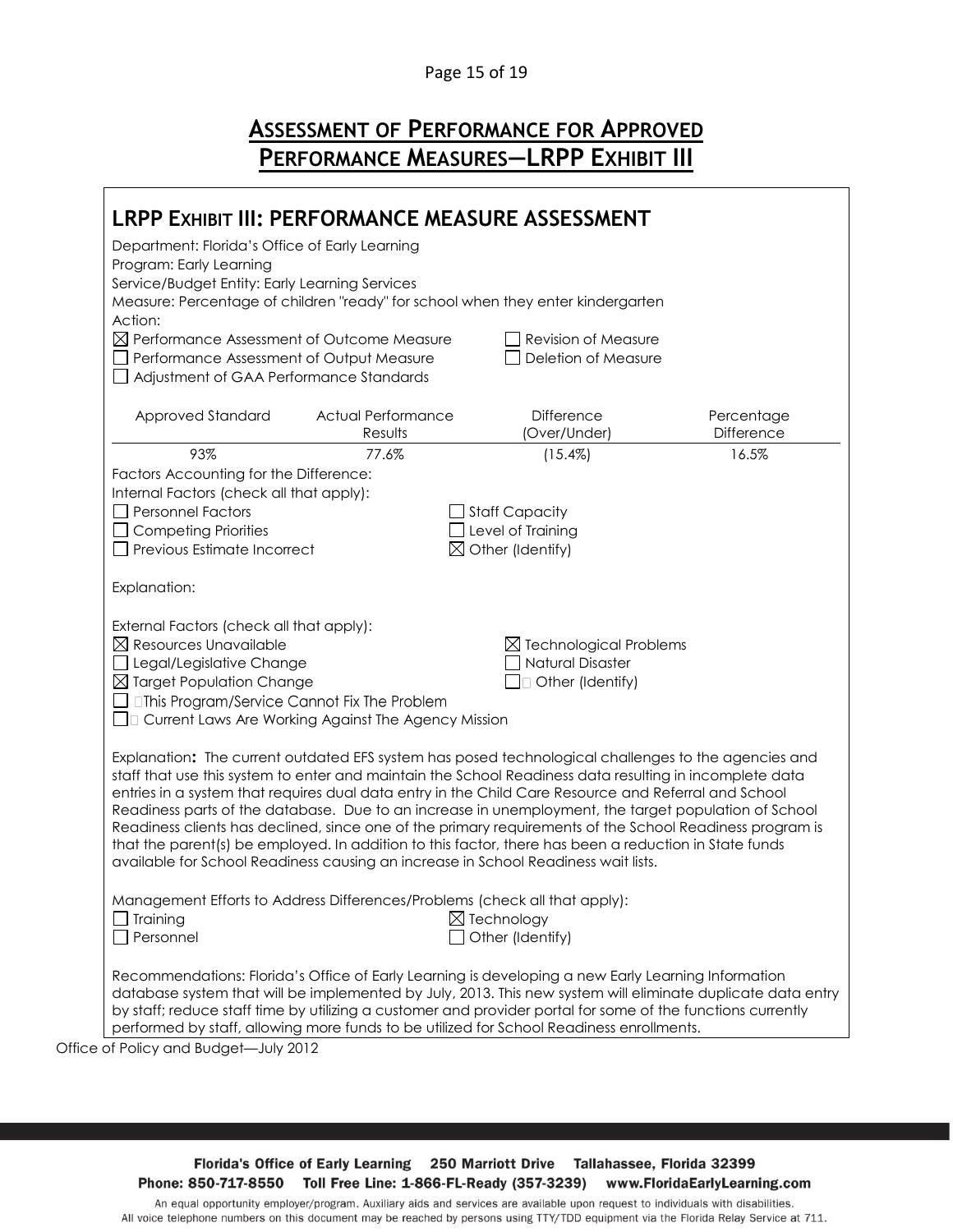## ASSESSMENT OF PERFORMANCE FOR APPROVED PERFORMANCE MEASURES—LRPP EXHIBIT III

### LRPP EXHIBIT III: PERFORMANCE MEASURE ASSESSMENT

Department: Florida's Office of Early Learning
Program: Early Learning
Service/Budget Entity: Early Learning Services
Measure: Percentage of children "ready" for school when they enter kindergarten
Action:

- ☒ Performance Assessment of Outcome Measure
- ☐ Performance Assessment of Output Measure
- ☐ Adjustment of GAA Performance Standards
- ☐ Revision of Measure
- ☐ Deletion of Measure

| Approved Standard | Actual Performance Results | Difference (Over/Under) | Percentage Difference |
|---|---|---|---|
| 93% | 77.6% | (15.4%) | 16.5% |

Factors Accounting for the Difference:
Internal Factors (check all that apply):

- ☐ Personnel Factors
- ☐ Competing Priorities
- ☐ Previous Estimate Incorrect
- ☐ Staff Capacity
- ☐ Level of Training
- ☒ Other (Identify)

Explanation:

External Factors (check all that apply):

- ☒ Resources Unavailable
- ☐ Legal/Legislative Change
- ☒ Target Population Change
- ☐ This Program/Service Cannot Fix The Problem
- ☐ Current Laws Are Working Against The Agency Mission
- ☒ Technological Problems
- ☐ Natural Disaster
- ☐ Other (Identify)

Explanation**:** The current outdated EFS system has posed technological challenges to the agencies and staff that use this system to enter and maintain the School Readiness data resulting in incomplete data entries in a system that requires dual data entry in the Child Care Resource and Referral and School Readiness parts of the database. Due to an increase in unemployment, the target population of School Readiness clients has declined, since one of the primary requirements of the School Readiness program is that the parent(s) be employed. In addition to this factor, there has been a reduction in State funds available for School Readiness causing an increase in School Readiness wait lists.

Management Efforts to Address Differences/Problems (check all that apply):

- ☐ Training
- ☐ Personnel
- ☒ Technology
- ☐ Other (Identify)

Recommendations: Florida's Office of Early Learning is developing a new Early Learning Information database system that will be implemented by July, 2013. This new system will eliminate duplicate data entry by staff; reduce staff time by utilizing a customer and provider portal for some of the functions currently performed by staff, allowing more funds to be utilized for School Readiness enrollments.

Office of Policy and Budget—July 2012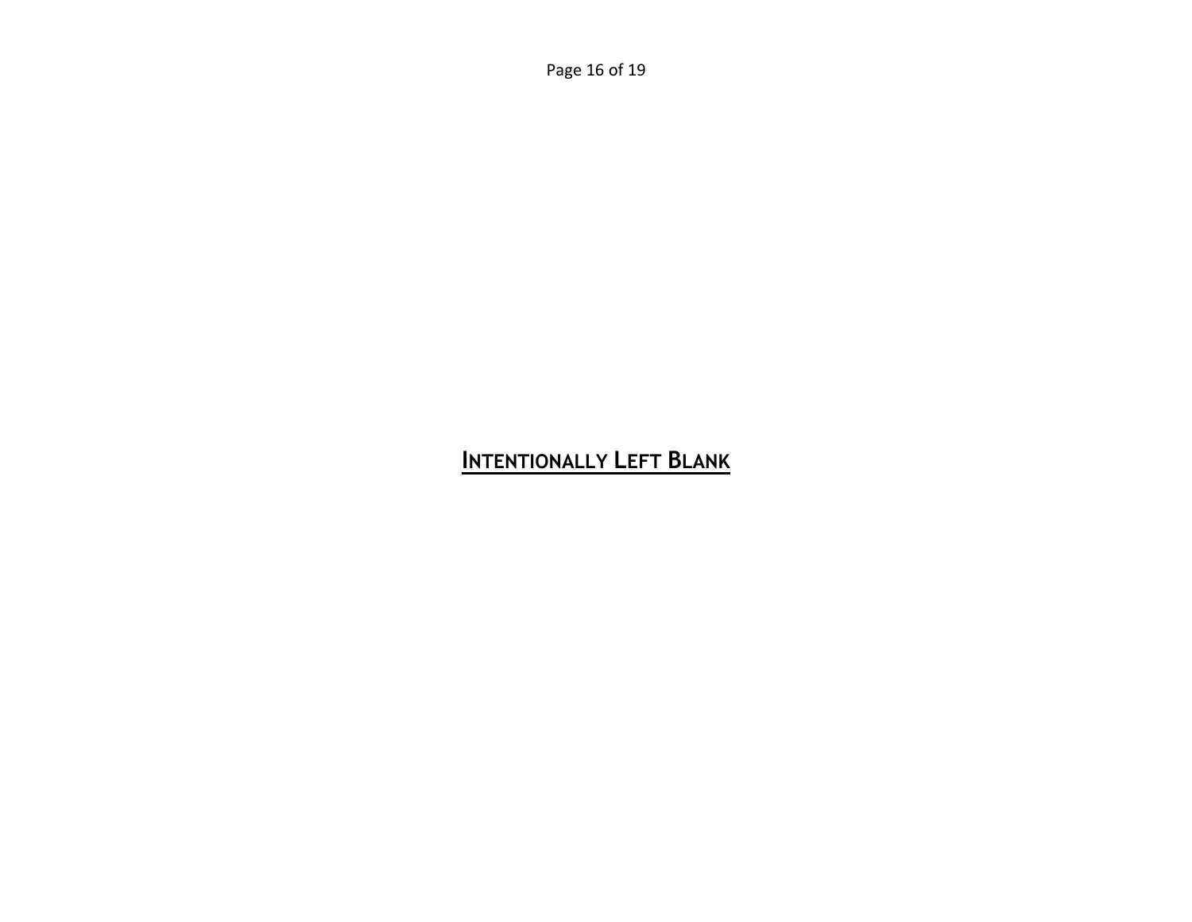**<u>INTENTIONALLY LEFT BLANK</u>**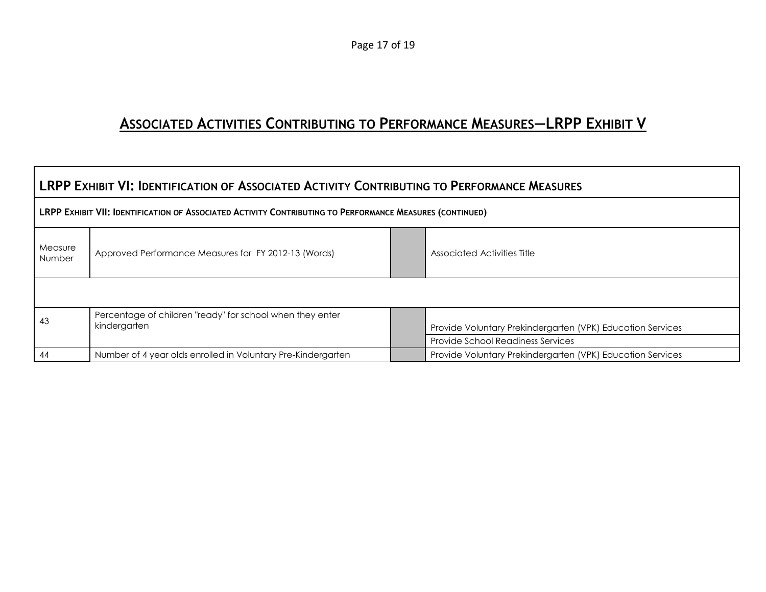# ASSOCIATED ACTIVITIES CONTRIBUTING TO PERFORMANCE MEASURES—LRPP EXHIBIT V

| LRPP EXHIBIT VI: IDENTIFICATION OF ASSOCIATED ACTIVITY CONTRIBUTING TO PERFORMANCE MEASURES | | | |
|---|---|---|---|
| **LRPP EXHIBIT VII: IDENTIFICATION OF ASSOCIATED ACTIVITY CONTRIBUTING TO PERFORMANCE MEASURES (CONTINUED)** | | | |
| Measure Number | Approved Performance Measures for FY 2012-13 (Words) | | Associated Activities Title |
| | | | |
| 43 | Percentage of children "ready" for school when they enter kindergarten | | Provide Voluntary Prekindergarten (VPK) Education Services |
| | | | Provide School Readiness Services |
| 44 | Number of 4 year olds enrolled in Voluntary Pre-Kindergarten | | Provide Voluntary Prekindergarten (VPK) Education Services |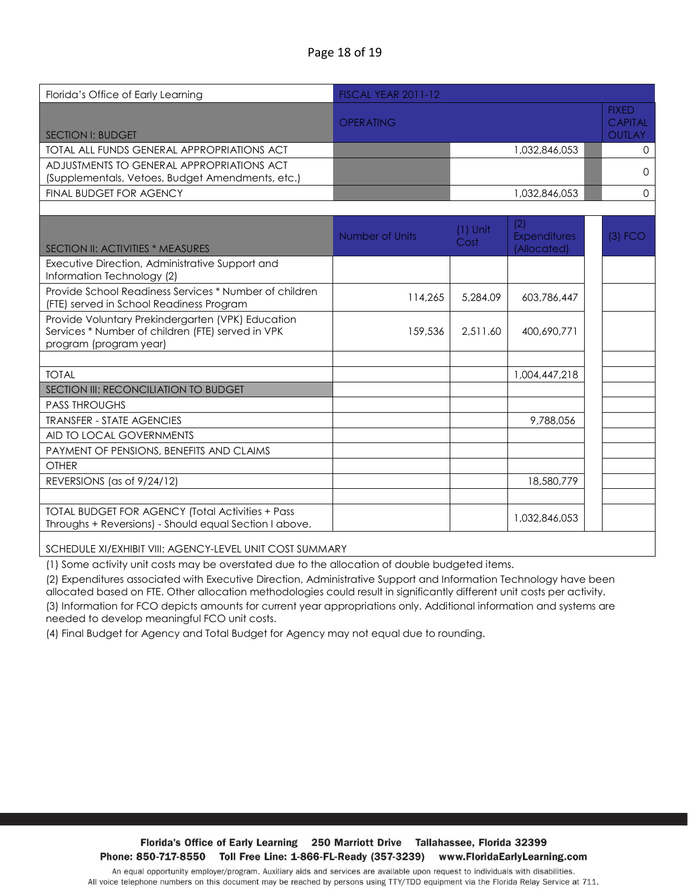| Florida's Office of Early Learning | FISCAL YEAR 2011-12 | | | | |
|---|---|---|---|---|---|
| SECTION I: BUDGET | OPERATING | | | | FIXED CAPITAL OUTLAY |
| TOTAL ALL FUNDS GENERAL APPROPRIATIONS ACT | | 1,032,846,053 | | | 0 |
| ADJUSTMENTS TO GENERAL APPROPRIATIONS ACT (Supplementals, Vetoes, Budget Amendments, etc.) | | | | | 0 |
| FINAL BUDGET FOR AGENCY | | 1,032,846,053 | | | 0 |
| | | | | | |
| SECTION II: ACTIVITIES * MEASURES | Number of Units | (1) Unit Cost | (2) Expenditures (Allocated) | | (3) FCO |
| Executive Direction, Administrative Support and Information Technology (2) | | | | | |
| Provide School Readiness Services * Number of children (FTE) served in School Readiness Program | 114,265 | 5,284.09 | 603,786,447 | | |
| Provide Voluntary Prekindergarten (VPK) Education Services * Number of children (FTE) served in VPK program (program year) | 159,536 | 2,511.60 | 400,690,771 | | |
| | | | | | |
| TOTAL | | | 1,004,447,218 | | |
| SECTION III: RECONCILIATION TO BUDGET | | | | | |
| PASS THROUGHS | | | | | |
| TRANSFER - STATE AGENCIES | | | 9,788,056 | | |
| AID TO LOCAL GOVERNMENTS | | | | | |
| PAYMENT OF PENSIONS, BENEFITS AND CLAIMS | | | | | |
| OTHER | | | | | |
| REVERSIONS (as of 9/24/12) | | | 18,580,779 | | |
| | | | | | |
| TOTAL BUDGET FOR AGENCY (Total Activities + Pass Throughs + Reversions) - Should equal Section I above. | | | 1,032,846,053 | | |

SCHEDULE XI/EXHIBIT VIII: AGENCY-LEVEL UNIT COST SUMMARY

(1) Some activity unit costs may be overstated due to the allocation of double budgeted items.

(2) Expenditures associated with Executive Direction, Administrative Support and Information Technology have been allocated based on FTE. Other allocation methodologies could result in significantly different unit costs per activity.

(3) Information for FCO depicts amounts for current year appropriations only. Additional information and systems are needed to develop meaningful FCO unit costs.

(4) Final Budget for Agency and Total Budget for Agency may not equal due to rounding.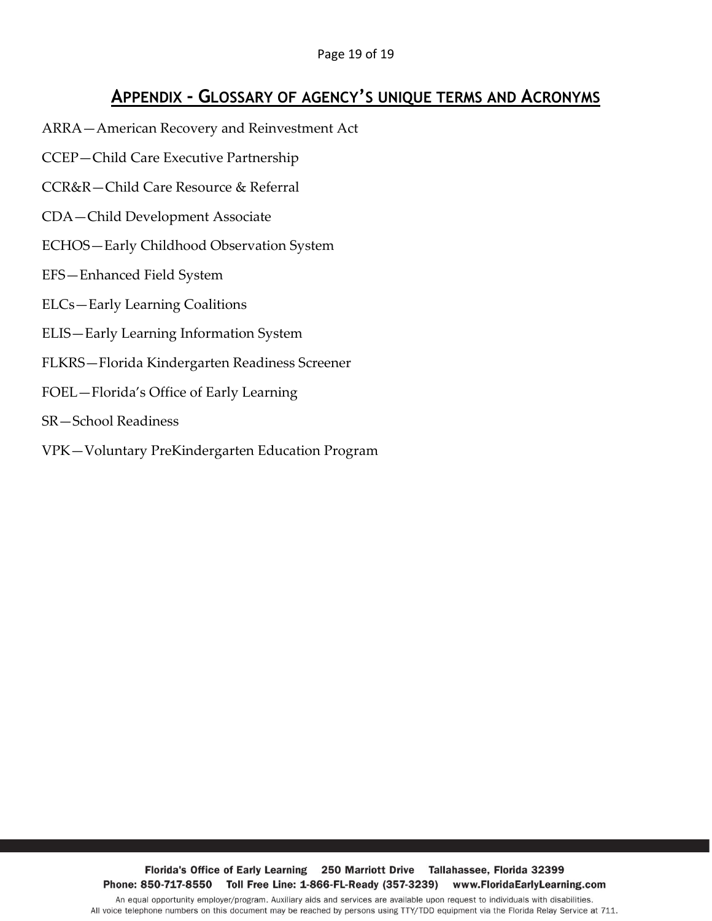## Appendix - Glossary of agency's unique terms and Acronyms

ARRA—American Recovery and Reinvestment Act

CCEP—Child Care Executive Partnership

CCR&R—Child Care Resource & Referral

CDA—Child Development Associate

ECHOS—Early Childhood Observation System

EFS—Enhanced Field System

ELCs—Early Learning Coalitions

ELIS—Early Learning Information System

FLKRS—Florida Kindergarten Readiness Screener

FOEL—Florida's Office of Early Learning

SR—School Readiness

VPK—Voluntary PreKindergarten Education Program

**Florida's Office of Early Learning 250 Marriott Drive Tallahassee, Florida 32399**
**Phone: 850-717-8550 Toll Free Line: 1-866-FL-Ready (357-3239) www.FloridaEarlyLearning.com**

An equal opportunity employer/program. Auxiliary aids and services are available upon request to individuals with disabilities.
All voice telephone numbers on this document may be reached by persons using TTY/TDD equipment via the Florida Relay Service at 711.